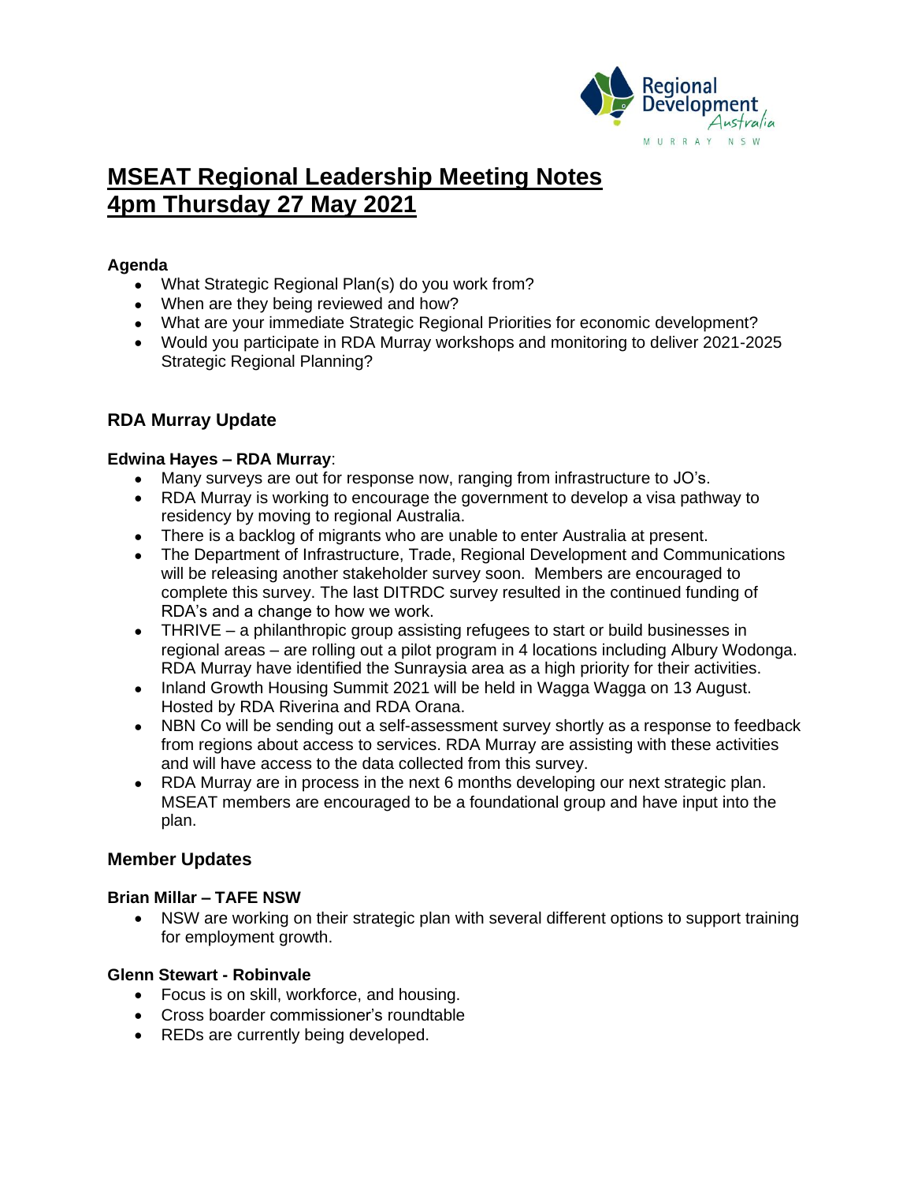# MSEAT Regional Leadership Meeting Notes
# 4pm Thursday 27 May 2021

**Agenda**

- What Strategic Regional Plan(s) do you work from?
- When are they being reviewed and how?
- What are your immediate Strategic Regional Priorities for economic development?
- Would you participate in RDA Murray workshops and monitoring to deliver 2021-2025 Strategic Regional Planning?

## RDA Murray Update

**Edwina Hayes – RDA Murray**:

- Many surveys are out for response now, ranging from infrastructure to JO's.
- RDA Murray is working to encourage the government to develop a visa pathway to residency by moving to regional Australia.
- There is a backlog of migrants who are unable to enter Australia at present.
- The Department of Infrastructure, Trade, Regional Development and Communications will be releasing another stakeholder survey soon. Members are encouraged to complete this survey. The last DITRDC survey resulted in the continued funding of RDA's and a change to how we work.
- THRIVE – a philanthropic group assisting refugees to start or build businesses in regional areas – are rolling out a pilot program in 4 locations including Albury Wodonga. RDA Murray have identified the Sunraysia area as a high priority for their activities.
- Inland Growth Housing Summit 2021 will be held in Wagga Wagga on 13 August. Hosted by RDA Riverina and RDA Orana.
- NBN Co will be sending out a self-assessment survey shortly as a response to feedback from regions about access to services. RDA Murray are assisting with these activities and will have access to the data collected from this survey.
- RDA Murray are in process in the next 6 months developing our next strategic plan. MSEAT members are encouraged to be a foundational group and have input into the plan.

## Member Updates

**Brian Millar – TAFE NSW**

- NSW are working on their strategic plan with several different options to support training for employment growth.

**Glenn Stewart - Robinvale**

- Focus is on skill, workforce, and housing.
- Cross boarder commissioner's roundtable
- REDs are currently being developed.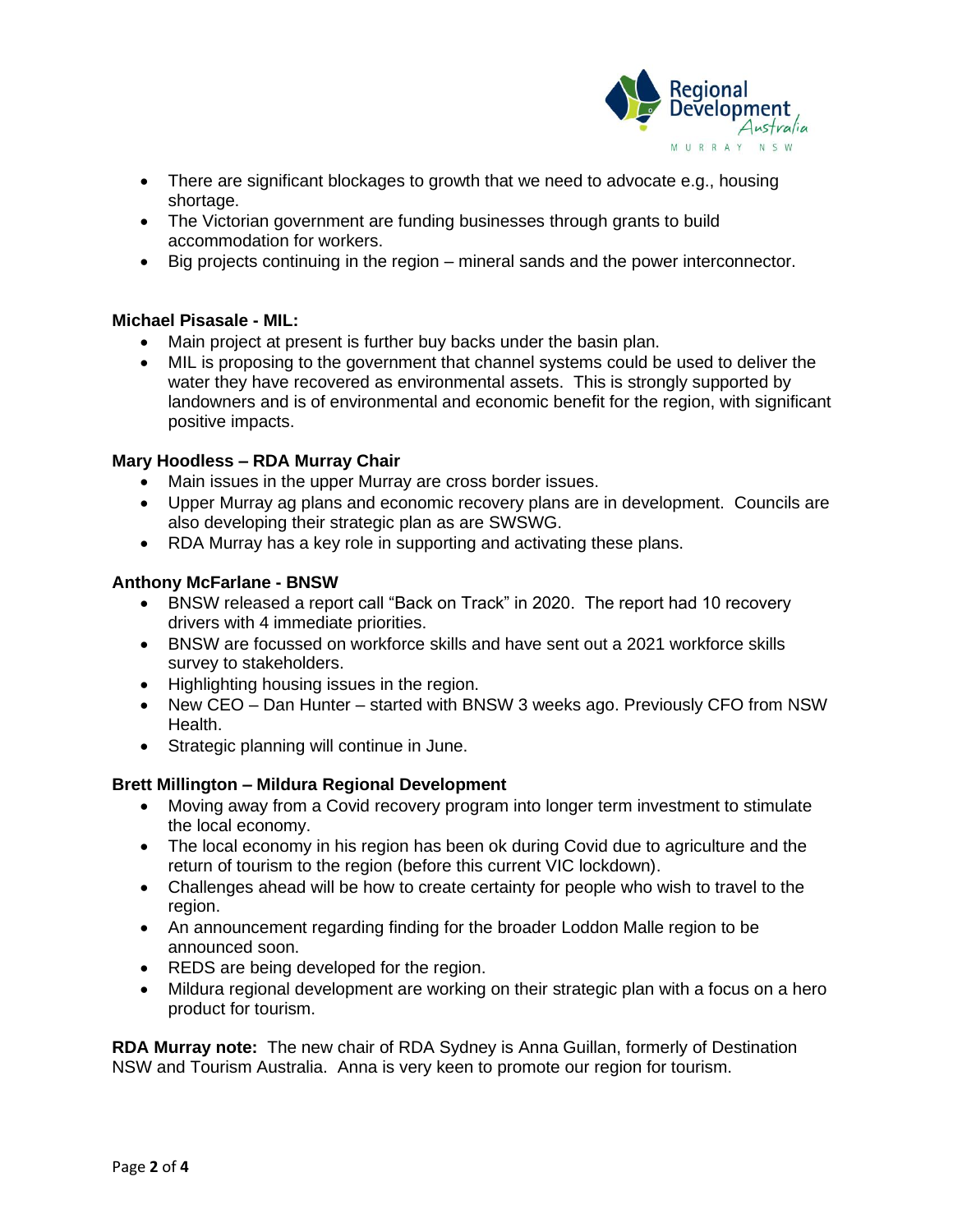- There are significant blockages to growth that we need to advocate e.g., housing shortage.
- The Victorian government are funding businesses through grants to build accommodation for workers.
- Big projects continuing in the region – mineral sands and the power interconnector.

**Michael Pisasale - MIL:**

- Main project at present is further buy backs under the basin plan.
- MIL is proposing to the government that channel systems could be used to deliver the water they have recovered as environmental assets. This is strongly supported by landowners and is of environmental and economic benefit for the region, with significant positive impacts.

**Mary Hoodless – RDA Murray Chair**

- Main issues in the upper Murray are cross border issues.
- Upper Murray ag plans and economic recovery plans are in development. Councils are also developing their strategic plan as are SWSWG.
- RDA Murray has a key role in supporting and activating these plans.

**Anthony McFarlane - BNSW**

- BNSW released a report call "Back on Track" in 2020. The report had 10 recovery drivers with 4 immediate priorities.
- BNSW are focussed on workforce skills and have sent out a 2021 workforce skills survey to stakeholders.
- Highlighting housing issues in the region.
- New CEO – Dan Hunter – started with BNSW 3 weeks ago. Previously CFO from NSW Health.
- Strategic planning will continue in June.

**Brett Millington – Mildura Regional Development**

- Moving away from a Covid recovery program into longer term investment to stimulate the local economy.
- The local economy in his region has been ok during Covid due to agriculture and the return of tourism to the region (before this current VIC lockdown).
- Challenges ahead will be how to create certainty for people who wish to travel to the region.
- An announcement regarding finding for the broader Loddon Malle region to be announced soon.
- REDS are being developed for the region.
- Mildura regional development are working on their strategic plan with a focus on a hero product for tourism.

**RDA Murray note:** The new chair of RDA Sydney is Anna Guillan, formerly of Destination NSW and Tourism Australia. Anna is very keen to promote our region for tourism.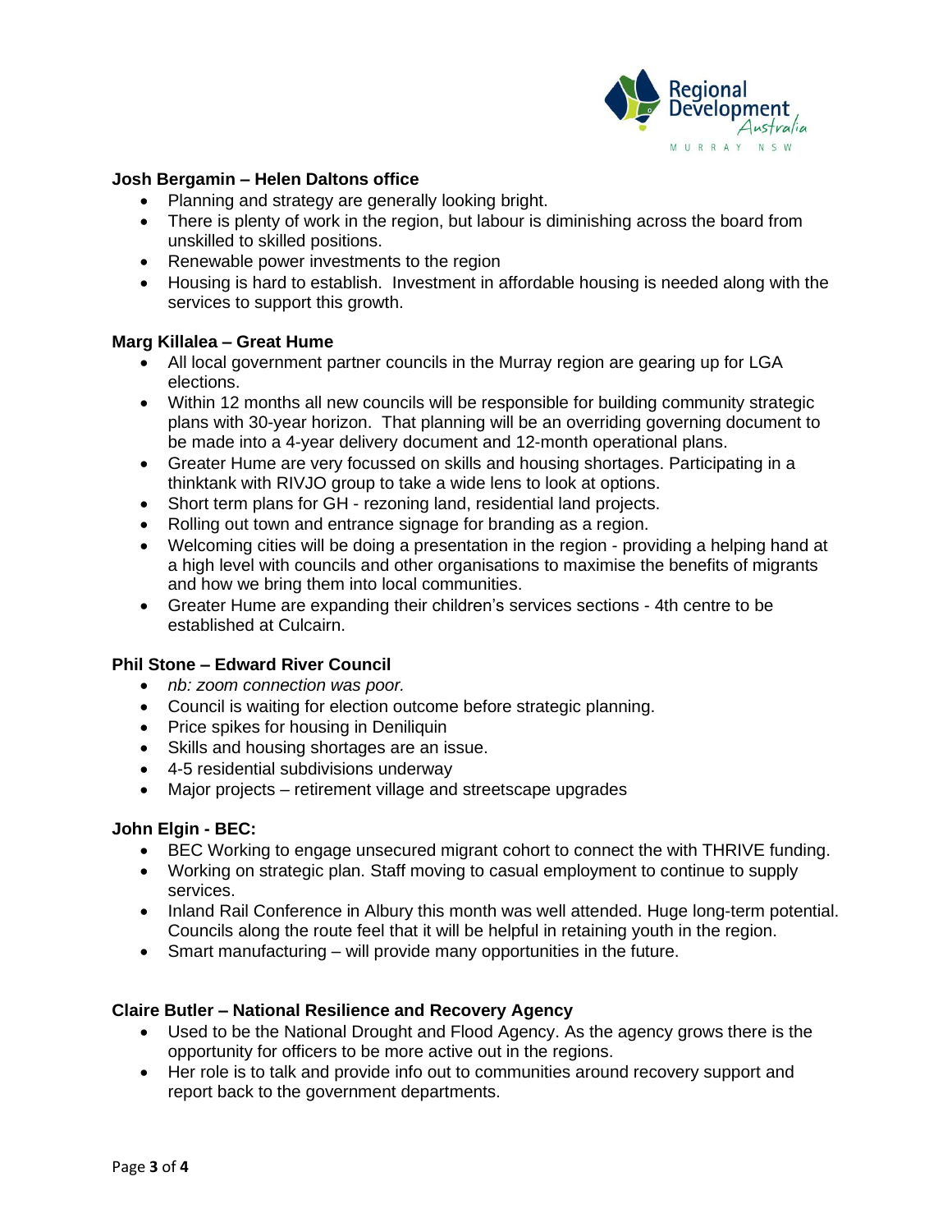**Josh Bergamin – Helen Daltons office**

- Planning and strategy are generally looking bright.
- There is plenty of work in the region, but labour is diminishing across the board from unskilled to skilled positions.
- Renewable power investments to the region
- Housing is hard to establish. Investment in affordable housing is needed along with the services to support this growth.

**Marg Killalea – Great Hume**

- All local government partner councils in the Murray region are gearing up for LGA elections.
- Within 12 months all new councils will be responsible for building community strategic plans with 30-year horizon. That planning will be an overriding governing document to be made into a 4-year delivery document and 12-month operational plans.
- Greater Hume are very focussed on skills and housing shortages. Participating in a thinktank with RIVJO group to take a wide lens to look at options.
- Short term plans for GH - rezoning land, residential land projects.
- Rolling out town and entrance signage for branding as a region.
- Welcoming cities will be doing a presentation in the region - providing a helping hand at a high level with councils and other organisations to maximise the benefits of migrants and how we bring them into local communities.
- Greater Hume are expanding their children's services sections - 4th centre to be established at Culcairn.

**Phil Stone – Edward River Council**

- *nb: zoom connection was poor.*
- Council is waiting for election outcome before strategic planning.
- Price spikes for housing in Deniliquin
- Skills and housing shortages are an issue.
- 4-5 residential subdivisions underway
- Major projects – retirement village and streetscape upgrades

**John Elgin - BEC:**

- BEC Working to engage unsecured migrant cohort to connect the with THRIVE funding.
- Working on strategic plan. Staff moving to casual employment to continue to supply services.
- Inland Rail Conference in Albury this month was well attended. Huge long-term potential. Councils along the route feel that it will be helpful in retaining youth in the region.
- Smart manufacturing – will provide many opportunities in the future.

**Claire Butler – National Resilience and Recovery Agency**

- Used to be the National Drought and Flood Agency. As the agency grows there is the opportunity for officers to be more active out in the regions.
- Her role is to talk and provide info out to communities around recovery support and report back to the government departments.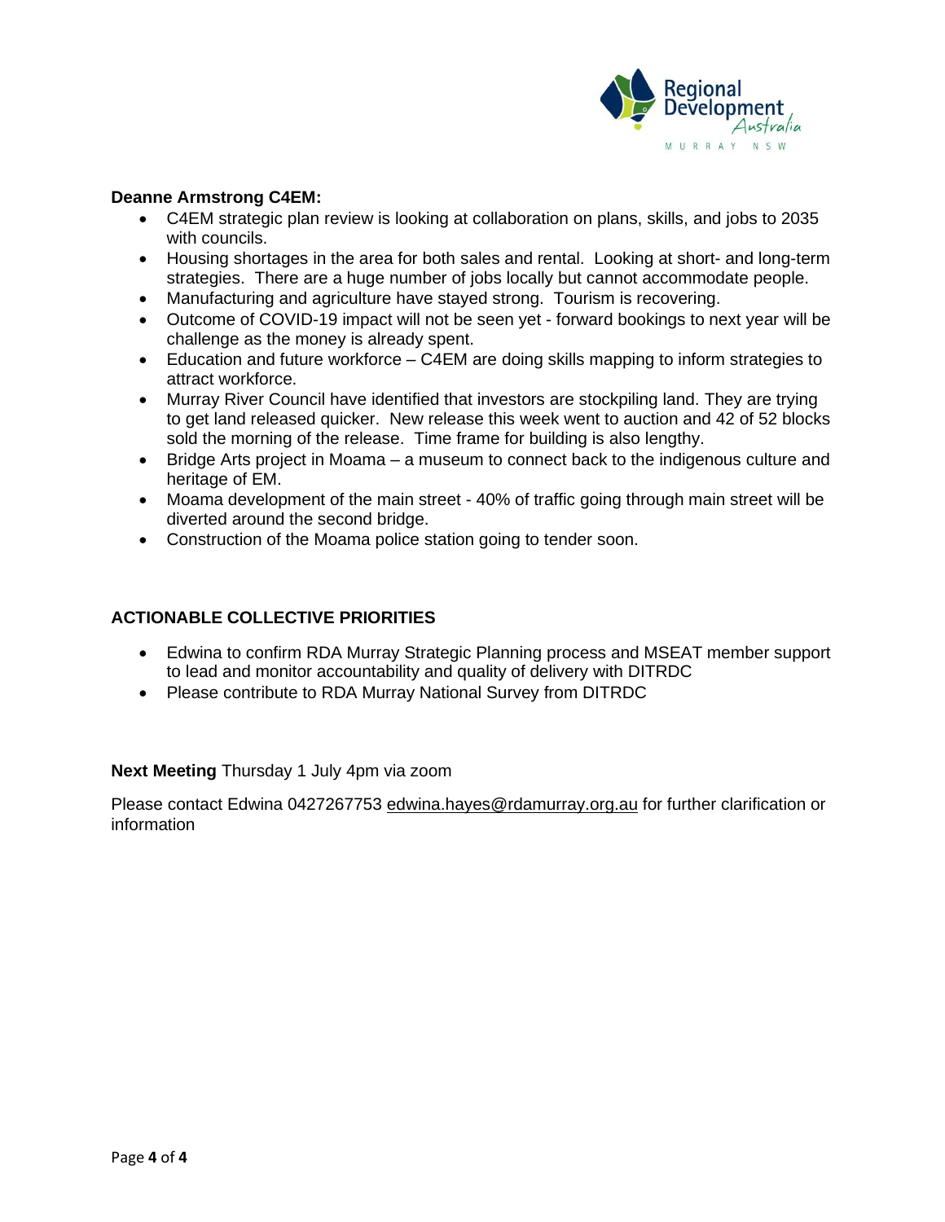**Deanne Armstrong C4EM:**

- C4EM strategic plan review is looking at collaboration on plans, skills, and jobs to 2035 with councils.
- Housing shortages in the area for both sales and rental. Looking at short- and long-term strategies. There are a huge number of jobs locally but cannot accommodate people.
- Manufacturing and agriculture have stayed strong. Tourism is recovering.
- Outcome of COVID-19 impact will not be seen yet - forward bookings to next year will be challenge as the money is already spent.
- Education and future workforce – C4EM are doing skills mapping to inform strategies to attract workforce.
- Murray River Council have identified that investors are stockpiling land. They are trying to get land released quicker. New release this week went to auction and 42 of 52 blocks sold the morning of the release. Time frame for building is also lengthy.
- Bridge Arts project in Moama – a museum to connect back to the indigenous culture and heritage of EM.
- Moama development of the main street - 40% of traffic going through main street will be diverted around the second bridge.
- Construction of the Moama police station going to tender soon.

**ACTIONABLE COLLECTIVE PRIORITIES**

- Edwina to confirm RDA Murray Strategic Planning process and MSEAT member support to lead and monitor accountability and quality of delivery with DITRDC
- Please contribute to RDA Murray National Survey from DITRDC

**Next Meeting** Thursday 1 July 4pm via zoom

Please contact Edwina 0427267753 edwina.hayes@rdamurray.org.au for further clarification or information